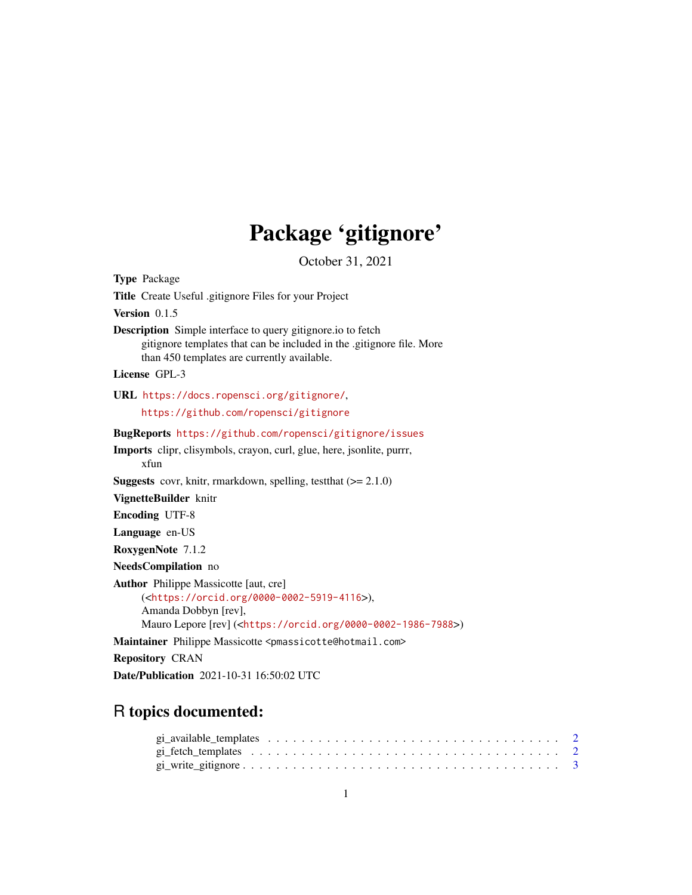# Package 'gitignore'

October 31, 2021

**Type** Package

**Title** Create Useful .gitignore Files for your Project

**Version** 0.1.5

**Description** Simple interface to query gitignore.io to fetch gitignore templates that can be included in the .gitignore file. More than 450 templates are currently available.

**License** GPL-3

**URL** https://docs.ropensci.org/gitignore/, https://github.com/ropensci/gitignore

**BugReports** https://github.com/ropensci/gitignore/issues

**Imports** clipr, clisymbols, crayon, curl, glue, here, jsonlite, purrr, xfun

**Suggests** covr, knitr, rmarkdown, spelling, testthat (>= 2.1.0)

**VignetteBuilder** knitr

**Encoding** UTF-8

**Language** en-US

**RoxygenNote** 7.1.2

**NeedsCompilation** no

**Author** Philippe Massicotte [aut, cre] (<https://orcid.org/0000-0002-5919-4116>), Amanda Dobbyn [rev], Mauro Lepore [rev] (<https://orcid.org/0000-0002-1986-7988>)

**Maintainer** Philippe Massicotte <pmassicotte@hotmail.com>

**Repository** CRAN

**Date/Publication** 2021-10-31 16:50:02 UTC

## R topics documented:

gi_available_templates . . . . . . . . . . . . . . . . . . . . . . . . . . . . . . . . . . 2
gi_fetch_templates . . . . . . . . . . . . . . . . . . . . . . . . . . . . . . . . . . . . 2
gi_write_gitignore . . . . . . . . . . . . . . . . . . . . . . . . . . . . . . . . . . . . 3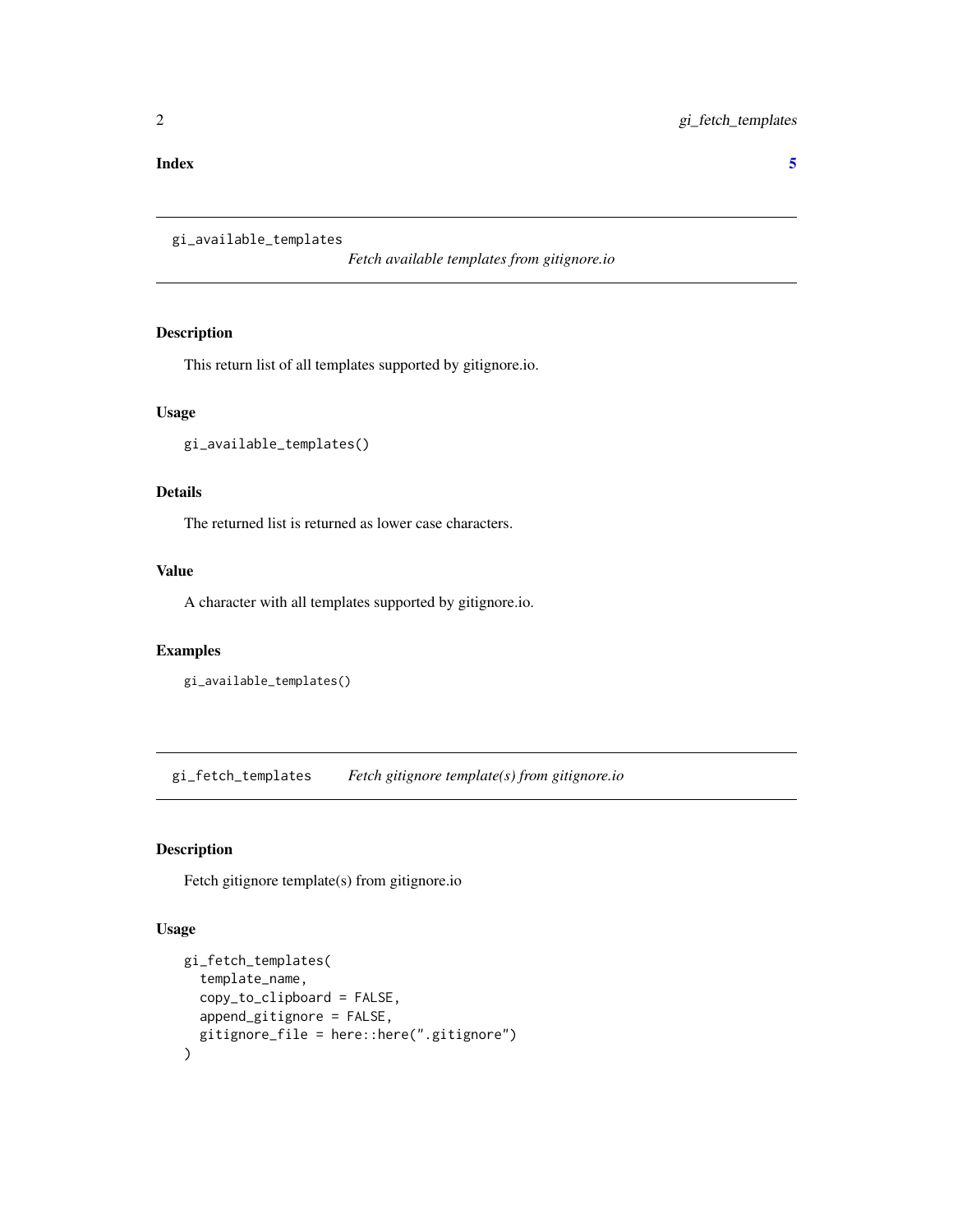**Index** 5

## gi_available_templates — *Fetch available templates from gitignore.io*

### Description

This return list of all templates supported by gitignore.io.

### Usage

```
gi_available_templates()
```

### Details

The returned list is returned as lower case characters.

### Value

A character with all templates supported by gitignore.io.

### Examples

```
gi_available_templates()
```

## gi_fetch_templates — *Fetch gitignore template(s) from gitignore.io*

### Description

Fetch gitignore template(s) from gitignore.io

### Usage

```
gi_fetch_templates(
  template_name,
  copy_to_clipboard = FALSE,
  append_gitignore = FALSE,
  gitignore_file = here::here(".gitignore")
)
```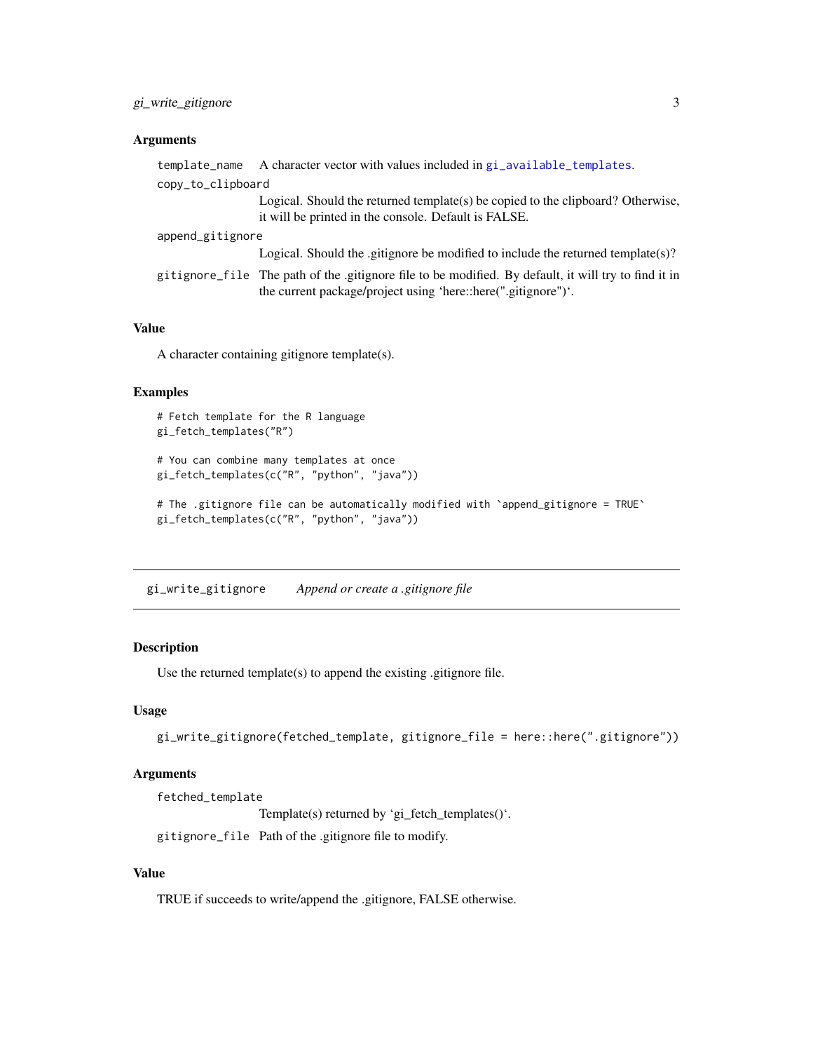### Arguments

- `template_name` A character vector with values included in `gi_available_templates`.
- `copy_to_clipboard` Logical. Should the returned template(s) be copied to the clipboard? Otherwise, it will be printed in the console. Default is FALSE.
- `append_gitignore` Logical. Should the .gitignore be modified to include the returned template(s)?
- `gitignore_file` The path of the .gitignore file to be modified. By default, it will try to find it in the current package/project using 'here::here(".gitignore")'.

### Value

A character containing gitignore template(s).

### Examples

```
# Fetch template for the R language
gi_fetch_templates("R")

# You can combine many templates at once
gi_fetch_templates(c("R", "python", "java"))

# The .gitignore file can be automatically modified with `append_gitignore = TRUE`
gi_fetch_templates(c("R", "python", "java"))
```

---

## `gi_write_gitignore` *Append or create a .gitignore file*

---

### Description

Use the returned template(s) to append the existing .gitignore file.

### Usage

```
gi_write_gitignore(fetched_template, gitignore_file = here::here(".gitignore"))
```

### Arguments

- `fetched_template` Template(s) returned by 'gi_fetch_templates()'.
- `gitignore_file` Path of the .gitignore file to modify.

### Value

TRUE if succeeds to write/append the .gitignore, FALSE otherwise.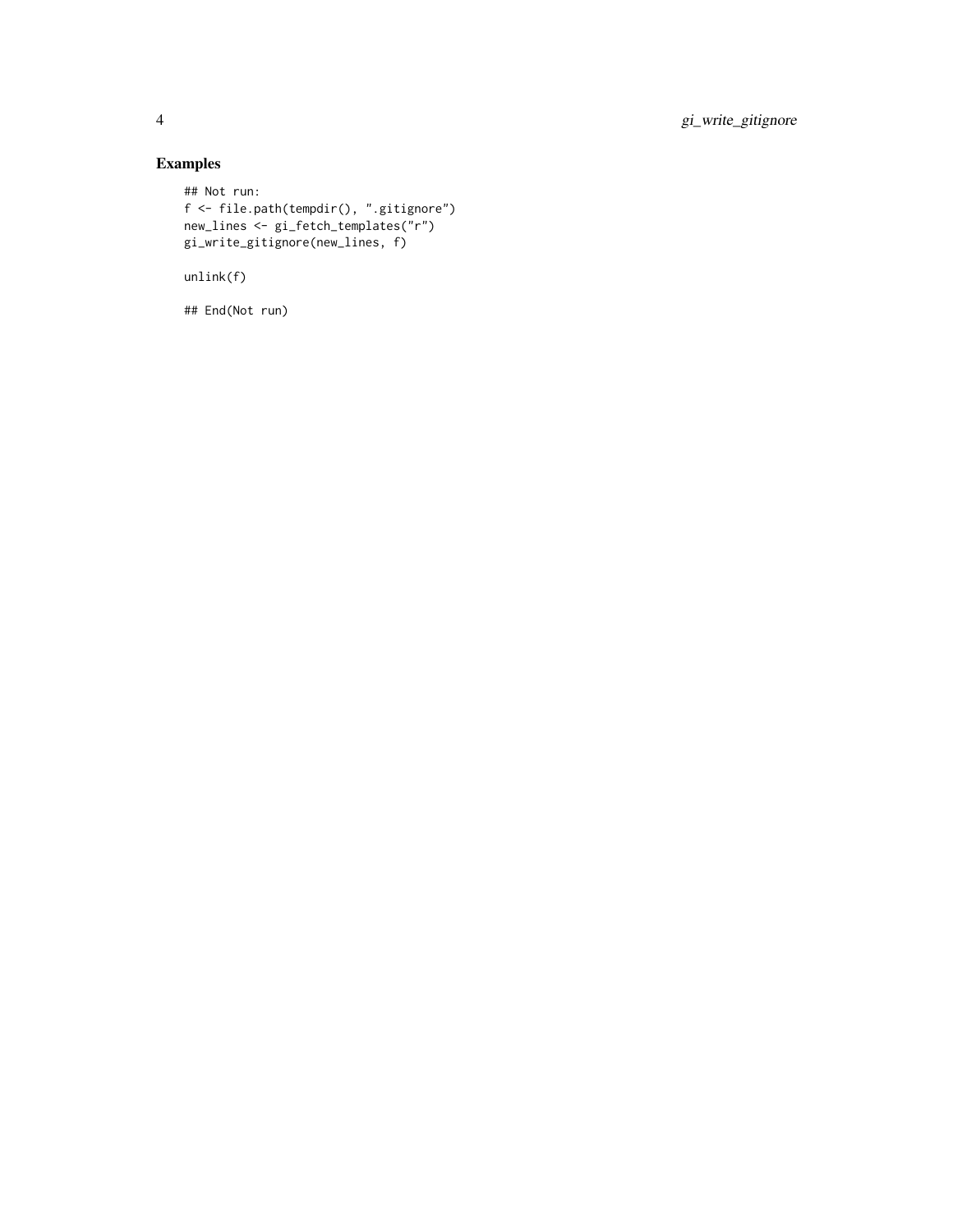### Examples

```
## Not run:
f <- file.path(tempdir(), ".gitignore")
new_lines <- gi_fetch_templates("r")
gi_write_gitignore(new_lines, f)

unlink(f)

## End(Not run)
```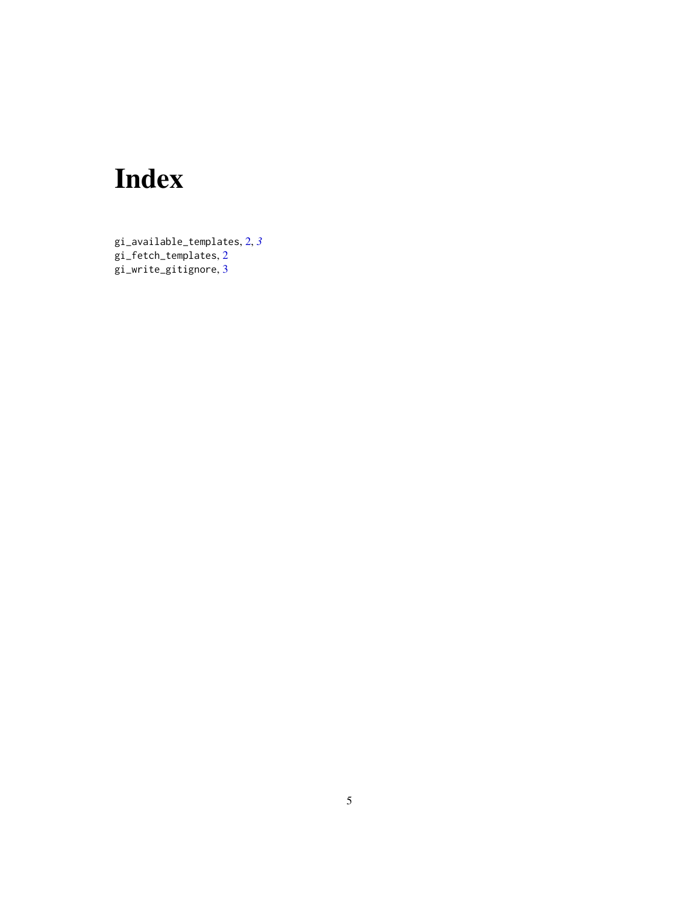# Index

gi_available_templates, 2, *3*
gi_fetch_templates, 2
gi_write_gitignore, 3